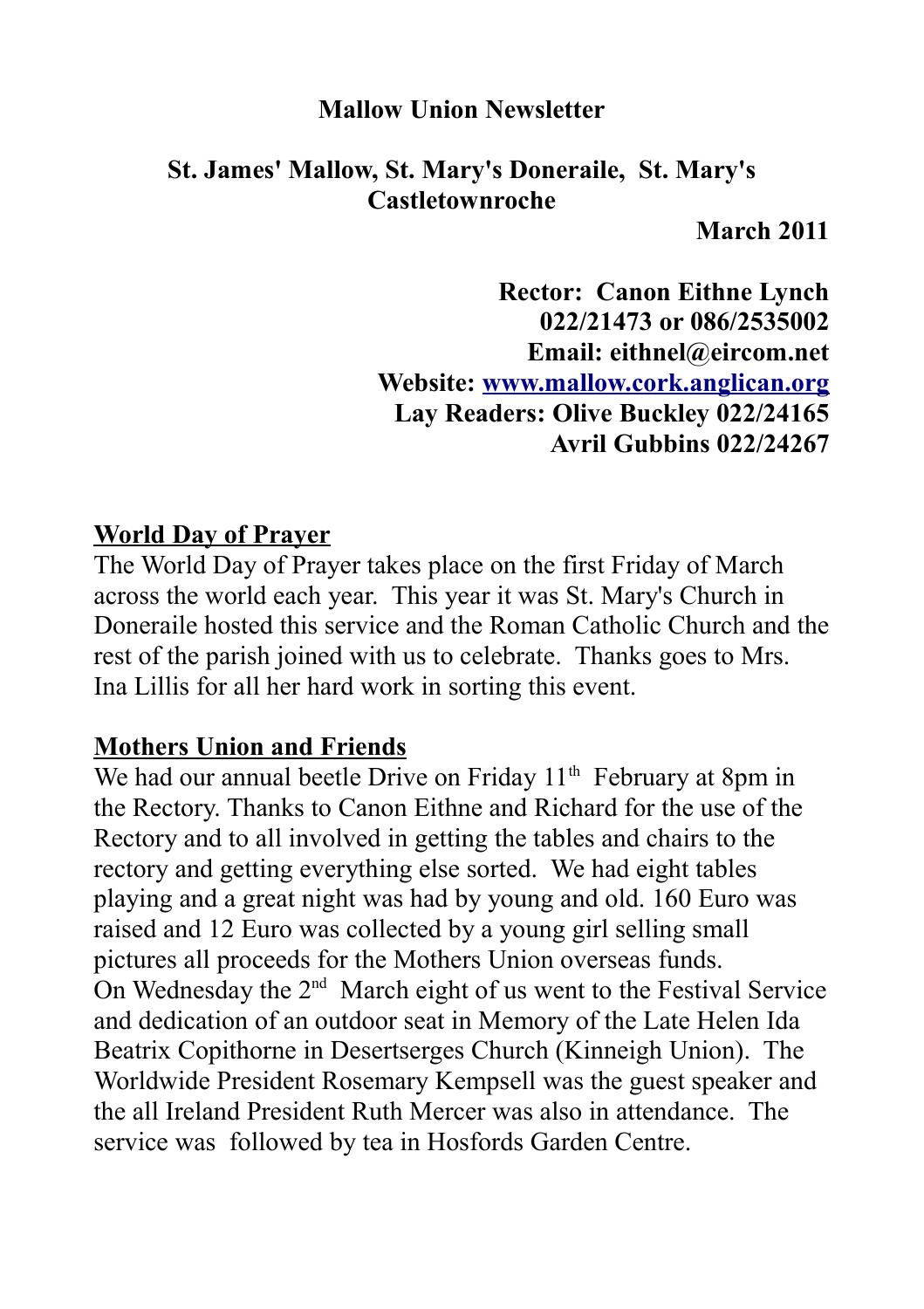**Mallow Union Newsletter**

**St. James' Mallow, St. Mary's Doneraile, St. Mary's Castletownroche**

**March 2011**

**Rector: Canon Eithne Lynch**
**022/21473 or 086/2535002**
**Email: eithnel@eircom.net**
**Website: www.mallow.cork.anglican.org**
**Lay Readers: Olive Buckley 022/24165**
**Avril Gubbins 022/24267**

## World Day of Prayer

The World Day of Prayer takes place on the first Friday of March across the world each year. This year it was St. Mary's Church in Doneraile hosted this service and the Roman Catholic Church and the rest of the parish joined with us to celebrate. Thanks goes to Mrs. Ina Lillis for all her hard work in sorting this event.

## Mothers Union and Friends

We had our annual beetle Drive on Friday 11th February at 8pm in the Rectory. Thanks to Canon Eithne and Richard for the use of the Rectory and to all involved in getting the tables and chairs to the rectory and getting everything else sorted. We had eight tables playing and a great night was had by young and old. 160 Euro was raised and 12 Euro was collected by a young girl selling small pictures all proceeds for the Mothers Union overseas funds.
On Wednesday the 2nd March eight of us went to the Festival Service and dedication of an outdoor seat in Memory of the Late Helen Ida Beatrix Copithorne in Desertserges Church (Kinneigh Union). The Worldwide President Rosemary Kempsell was the guest speaker and the all Ireland President Ruth Mercer was also in attendance. The service was followed by tea in Hosfords Garden Centre.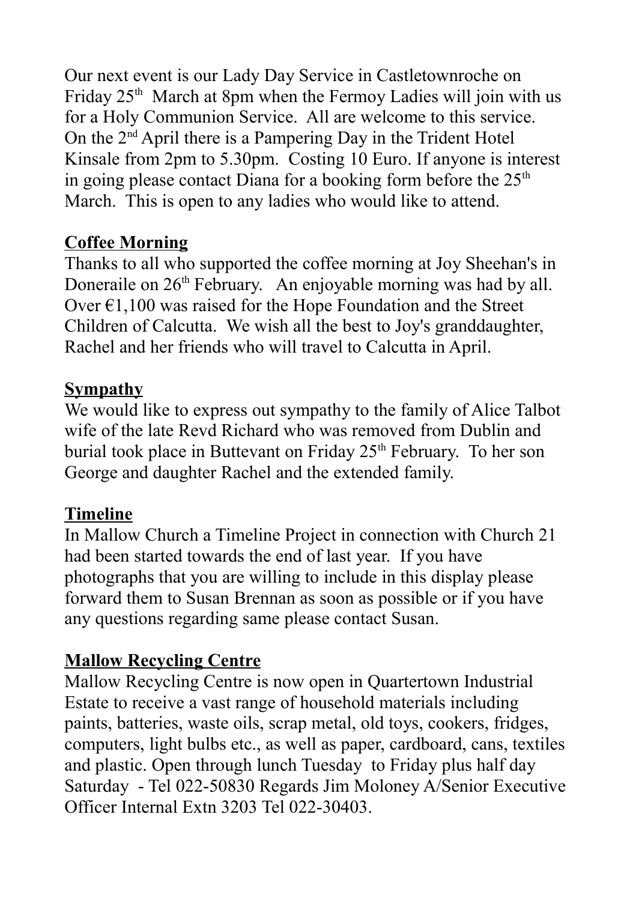Our next event is our Lady Day Service in Castletownroche on Friday 25th March at 8pm when the Fermoy Ladies will join with us for a Holy Communion Service. All are welcome to this service. On the 2nd April there is a Pampering Day in the Trident Hotel Kinsale from 2pm to 5.30pm. Costing 10 Euro. If anyone is interest in going please contact Diana for a booking form before the 25th March. This is open to any ladies who would like to attend.

## Coffee Morning

Thanks to all who supported the coffee morning at Joy Sheehan's in Doneraile on 26th February. An enjoyable morning was had by all. Over €1,100 was raised for the Hope Foundation and the Street Children of Calcutta. We wish all the best to Joy's granddaughter, Rachel and her friends who will travel to Calcutta in April.

## Sympathy

We would like to express out sympathy to the family of Alice Talbot wife of the late Revd Richard who was removed from Dublin and burial took place in Buttevant on Friday 25th February. To her son George and daughter Rachel and the extended family.

## Timeline

In Mallow Church a Timeline Project in connection with Church 21 had been started towards the end of last year. If you have photographs that you are willing to include in this display please forward them to Susan Brennan as soon as possible or if you have any questions regarding same please contact Susan.

## Mallow Recycling Centre

Mallow Recycling Centre is now open in Quartertown Industrial Estate to receive a vast range of household materials including paints, batteries, waste oils, scrap metal, old toys, cookers, fridges, computers, light bulbs etc., as well as paper, cardboard, cans, textiles and plastic. Open through lunch Tuesday to Friday plus half day Saturday - Tel 022-50830 Regards Jim Moloney A/Senior Executive Officer Internal Extn 3203 Tel 022-30403.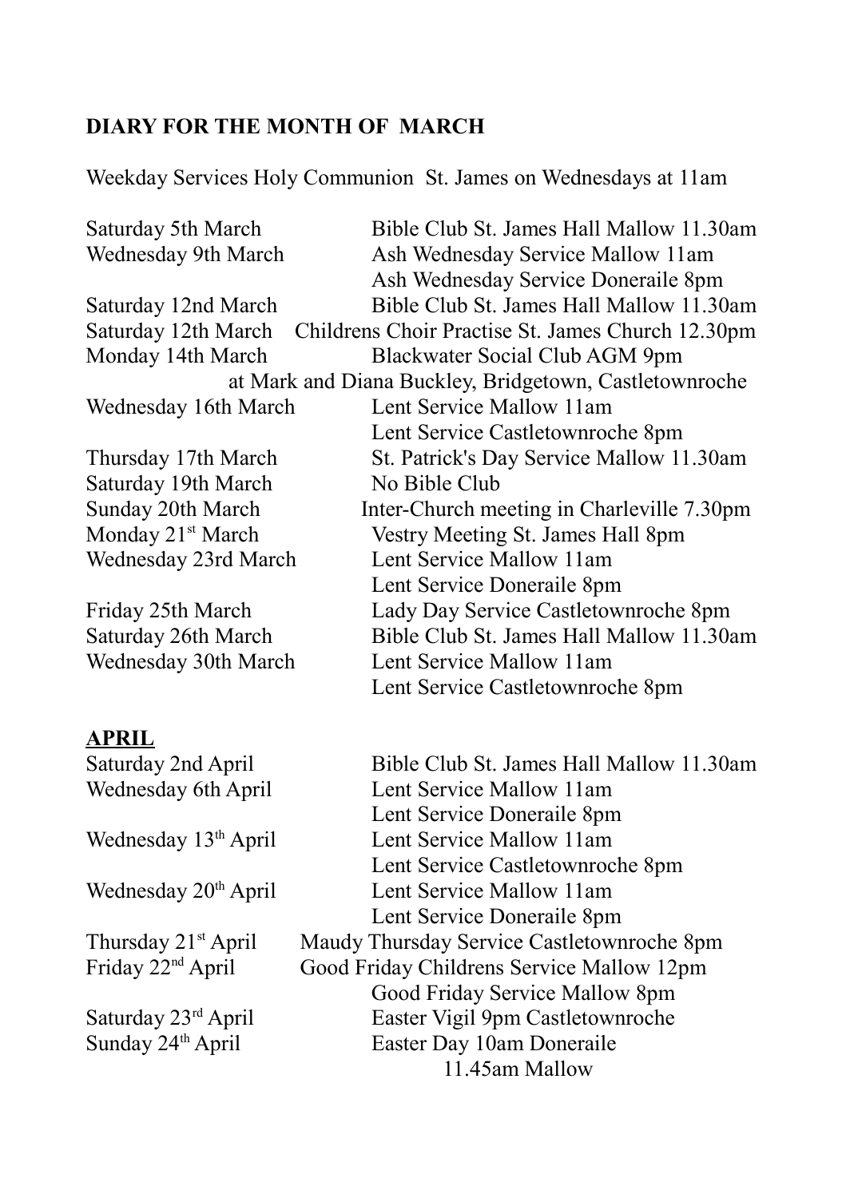**DIARY FOR THE MONTH OF MARCH**

Weekday Services Holy Communion St. James on Wednesdays at 11am

| | |
|---|---|
| Saturday 5th March | Bible Club St. James Hall Mallow 11.30am |
| Wednesday 9th March | Ash Wednesday Service Mallow 11am |
| | Ash Wednesday Service Doneraile 8pm |
| Saturday 12nd March | Bible Club St. James Hall Mallow 11.30am |
| Saturday 12th March | Childrens Choir Practise St. James Church 12.30pm |
| Monday 14th March | Blackwater Social Club AGM 9pm |
| | at Mark and Diana Buckley, Bridgetown, Castletownroche |
| Wednesday 16th March | Lent Service Mallow 11am |
| | Lent Service Castletownroche 8pm |
| Thursday 17th March | St. Patrick's Day Service Mallow 11.30am |
| Saturday 19th March | No Bible Club |
| Sunday 20th March | Inter-Church meeting in Charleville 7.30pm |
| Monday 21st March | Vestry Meeting St. James Hall 8pm |
| Wednesday 23rd March | Lent Service Mallow 11am |
| | Lent Service Doneraile 8pm |
| Friday 25th March | Lady Day Service Castletownroche 8pm |
| Saturday 26th March | Bible Club St. James Hall Mallow 11.30am |
| Wednesday 30th March | Lent Service Mallow 11am |
| | Lent Service Castletownroche 8pm |

**APRIL**

| | |
|---|---|
| Saturday 2nd April | Bible Club St. James Hall Mallow 11.30am |
| Wednesday 6th April | Lent Service Mallow 11am |
| | Lent Service Doneraile 8pm |
| Wednesday 13th April | Lent Service Mallow 11am |
| | Lent Service Castletownroche 8pm |
| Wednesday 20th April | Lent Service Mallow 11am |
| | Lent Service Doneraile 8pm |
| Thursday 21st April | Maudy Thursday Service Castletownroche 8pm |
| Friday 22nd April | Good Friday Childrens Service Mallow 12pm |
| | Good Friday Service Mallow 8pm |
| Saturday 23rd April | Easter Vigil 9pm Castletownroche |
| Sunday 24th April | Easter Day 10am Doneraile |
| | 11.45am Mallow |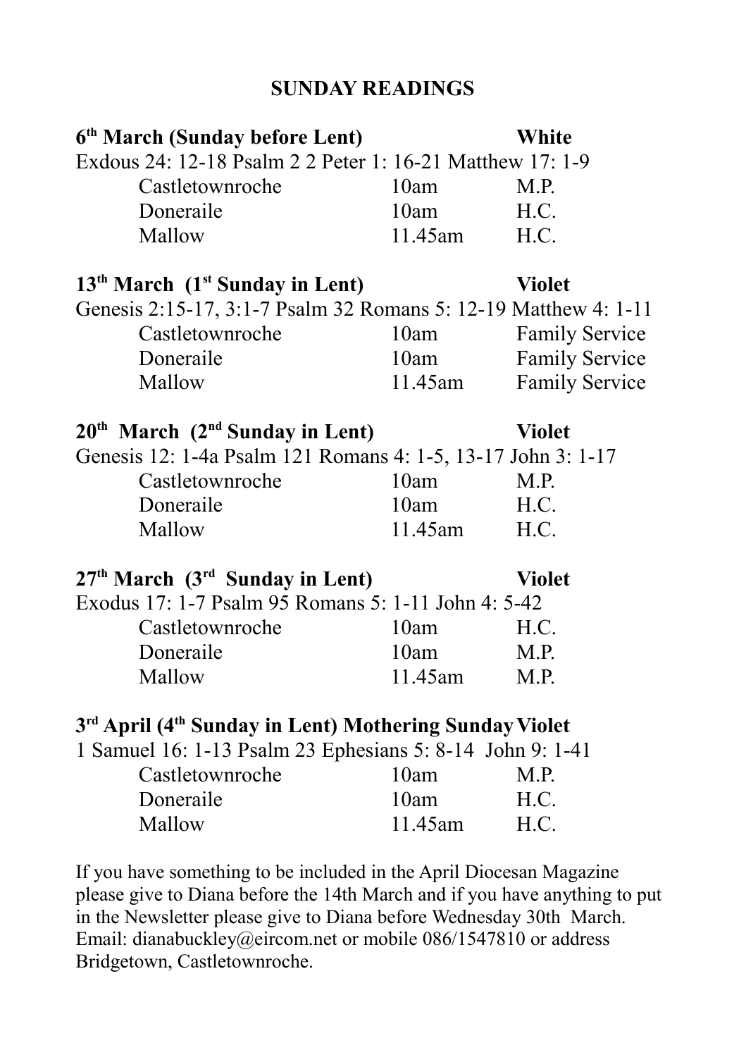## SUNDAY READINGS

**6th March (Sunday before Lent)** **White**

Exdous 24: 12-18 Psalm 2 2 Peter 1: 16-21 Matthew 17: 1-9

| | | |
|---|---|---|
| Castletownroche | 10am | M.P. |
| Doneraile | 10am | H.C. |
| Mallow | 11.45am | H.C. |

**13th March (1st Sunday in Lent)** **Violet**

Genesis 2:15-17, 3:1-7 Psalm 32 Romans 5: 12-19 Matthew 4: 1-11

| | | |
|---|---|---|
| Castletownroche | 10am | Family Service |
| Doneraile | 10am | Family Service |
| Mallow | 11.45am | Family Service |

**20th March (2nd Sunday in Lent)** **Violet**

Genesis 12: 1-4a Psalm 121 Romans 4: 1-5, 13-17 John 3: 1-17

| | | |
|---|---|---|
| Castletownroche | 10am | M.P. |
| Doneraile | 10am | H.C. |
| Mallow | 11.45am | H.C. |

**27th March (3rd Sunday in Lent)** **Violet**

Exodus 17: 1-7 Psalm 95 Romans 5: 1-11 John 4: 5-42

| | | |
|---|---|---|
| Castletownroche | 10am | H.C. |
| Doneraile | 10am | M.P. |
| Mallow | 11.45am | M.P. |

**3rd April (4th Sunday in Lent) Mothering Sunday Violet**

1 Samuel 16: 1-13 Psalm 23 Ephesians 5: 8-14 John 9: 1-41

| | | |
|---|---|---|
| Castletownroche | 10am | M.P. |
| Doneraile | 10am | H.C. |
| Mallow | 11.45am | H.C. |

If you have something to be included in the April Diocesan Magazine please give to Diana before the 14th March and if you have anything to put in the Newsletter please give to Diana before Wednesday 30th March. Email: dianabuckley@eircom.net or mobile 086/1547810 or address Bridgetown, Castletownroche.